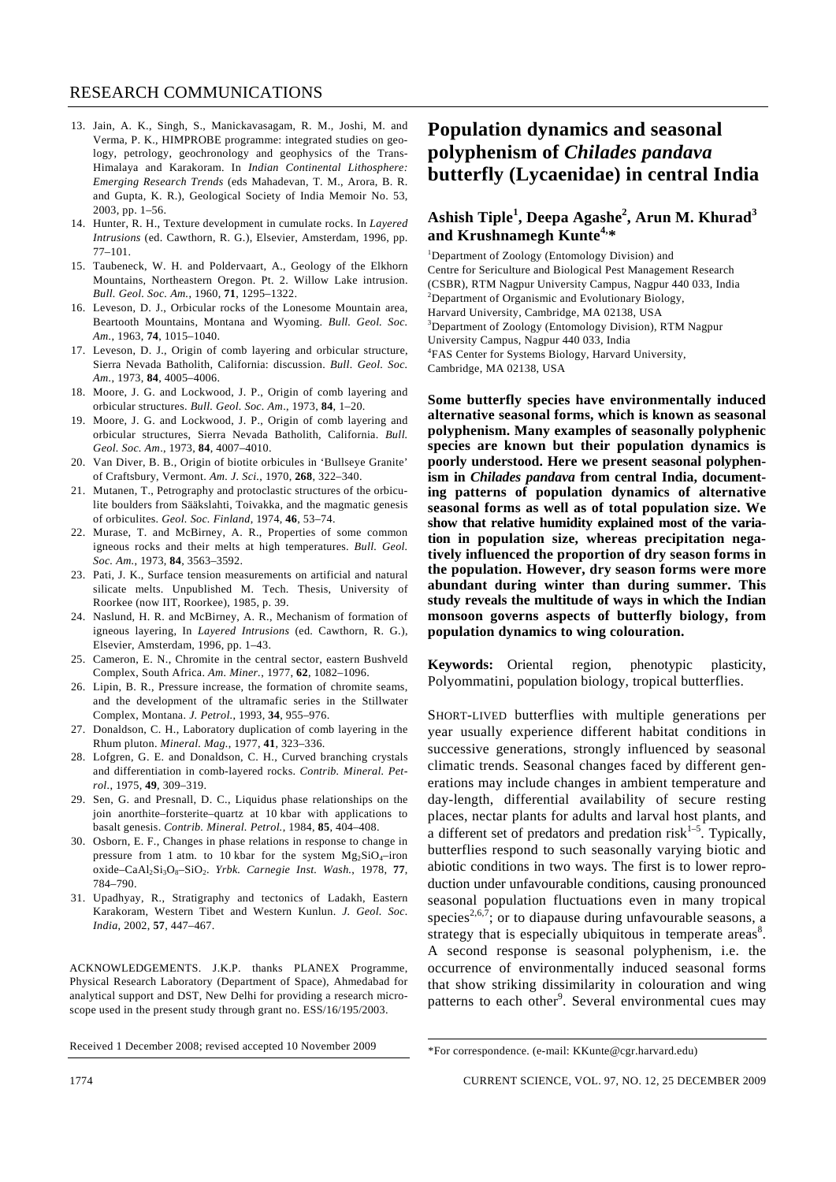13. Jain, A. K., Singh, S., Manickavasagam, R. M., Joshi, M. and Verma, P. K., HIMPROBE programme: integrated studies on geology, petrology, geochronology and geophysics of the Trans-Himalaya and Karakoram. In *Indian Continental Lithosphere: Emerging Research Trends* (eds Mahadevan, T. M., Arora, B. R. and Gupta, K. R.), Geological Society of India Memoir No. 53, 2003, pp. 1–56.
14. Hunter, R. H., Texture development in cumulate rocks. In *Layered Intrusions* (ed. Cawthorn, R. G.), Elsevier, Amsterdam, 1996, pp. 77–101.
15. Taubeneck, W. H. and Poldervaart, A., Geology of the Elkhorn Mountains, Northeastern Oregon. Pt. 2. Willow Lake intrusion. *Bull. Geol. Soc. Am.*, 1960, **71**, 1295–1322.
16. Leveson, D. J., Orbicular rocks of the Lonesome Mountain area, Beartooth Mountains, Montana and Wyoming. *Bull. Geol. Soc. Am.*, 1963, **74**, 1015–1040.
17. Leveson, D. J., Origin of comb layering and orbicular structure, Sierra Nevada Batholith, California: discussion. *Bull. Geol. Soc. Am.*, 1973, **84**, 4005–4006.
18. Moore, J. G. and Lockwood, J. P., Origin of comb layering and orbicular structures. *Bull. Geol. Soc. Am*., 1973, **84**, 1–20.
19. Moore, J. G. and Lockwood, J. P., Origin of comb layering and orbicular structures, Sierra Nevada Batholith, California. *Bull. Geol. Soc. Am*., 1973, **84**, 4007–4010.
20. Van Diver, B. B., Origin of biotite orbicules in 'Bullseye Granite' of Craftsbury, Vermont. *Am. J. Sci.*, 1970, **268**, 322–340.
21. Mutanen, T., Petrography and protoclastic structures of the orbiculite boulders from Sääkslahti, Toivakka, and the magmatic genesis of orbiculites. *Geol. Soc. Finland*, 1974, **46**, 53–74.
22. Murase, T. and McBirney, A. R., Properties of some common igneous rocks and their melts at high temperatures. *Bull. Geol. Soc. Am.*, 1973, **84**, 3563–3592.
23. Pati, J. K., Surface tension measurements on artificial and natural silicate melts. Unpublished M. Tech. Thesis, University of Roorkee (now IIT, Roorkee), 1985, p. 39.
24. Naslund, H. R. and McBirney, A. R., Mechanism of formation of igneous layering, In *Layered Intrusions* (ed. Cawthorn, R. G.), Elsevier, Amsterdam, 1996, pp. 1–43.
25. Cameron, E. N., Chromite in the central sector, eastern Bushveld Complex, South Africa. *Am. Miner.*, 1977, **62**, 1082–1096.
26. Lipin, B. R., Pressure increase, the formation of chromite seams, and the development of the ultramafic series in the Stillwater Complex, Montana. *J. Petrol.*, 1993, **34**, 955–976.
27. Donaldson, C. H., Laboratory duplication of comb layering in the Rhum pluton. *Mineral. Mag.*, 1977, **41**, 323–336.
28. Lofgren, G. E. and Donaldson, C. H., Curved branching crystals and differentiation in comb-layered rocks. *Contrib. Mineral. Petrol.*, 1975, **49**, 309–319.
29. Sen, G. and Presnall, D. C., Liquidus phase relationships on the join anorthite–forsterite–quartz at 10 kbar with applications to basalt genesis. *Contrib. Mineral. Petrol.*, 1984, **85**, 404–408.
30. Osborn, E. F., Changes in phase relations in response to change in pressure from 1 atm. to 10 kbar for the system $Mg_2SiO_4$–iron oxide–$CaAl_2Si_3O_8$–$SiO_2$. *Yrbk. Carnegie Inst. Wash.*, 1978, **77**, 784–790.
31. Upadhyay, R., Stratigraphy and tectonics of Ladakh, Eastern Karakoram, Western Tibet and Western Kunlun. *J. Geol. Soc. India*, 2002, **57**, 447–467.

ACKNOWLEDGEMENTS. J.K.P. thanks PLANEX Programme, Physical Research Laboratory (Department of Space), Ahmedabad for analytical support and DST, New Delhi for providing a research microscope used in the present study through grant no. ESS/16/195/2003.

Received 1 December 2008; revised accepted 10 November 2009

# Population dynamics and seasonal polyphenism of *Chilades pandava* butterfly (Lycaenidae) in central India

**Ashish Tiple[1], Deepa Agashe[2], Arun M. Khurad[3] and Krushnamegh Kunte[4,*]**

[1]Department of Zoology (Entomology Division) and Centre for Sericulture and Biological Pest Management Research (CSBR), RTM Nagpur University Campus, Nagpur 440 033, India
[2]Department of Organismic and Evolutionary Biology, Harvard University, Cambridge, MA 02138, USA
[3]Department of Zoology (Entomology Division), RTM Nagpur University Campus, Nagpur 440 033, India
[4]FAS Center for Systems Biology, Harvard University, Cambridge, MA 02138, USA

**Some butterfly species have environmentally induced alternative seasonal forms, which is known as seasonal polyphenism. Many examples of seasonally polyphenic species are known but their population dynamics is poorly understood. Here we present seasonal polyphenism in *Chilades pandava* from central India, documenting patterns of population dynamics of alternative seasonal forms as well as of total population size. We show that relative humidity explained most of the variation in population size, whereas precipitation negatively influenced the proportion of dry season forms in the population. However, dry season forms were more abundant during winter than during summer. This study reveals the multitude of ways in which the Indian monsoon governs aspects of butterfly biology, from population dynamics to wing colouration.**

**Keywords:** Oriental region, phenotypic plasticity, Polyommatini, population biology, tropical butterflies.

SHORT-LIVED butterflies with multiple generations per year usually experience different habitat conditions in successive generations, strongly influenced by seasonal climatic trends. Seasonal changes faced by different generations may include changes in ambient temperature and day-length, differential availability of secure resting places, nectar plants for adults and larval host plants, and a different set of predators and predation risk[1–5]. Typically, butterflies respond to such seasonally varying biotic and abiotic conditions in two ways. The first is to lower reproduction under unfavourable conditions, causing pronounced seasonal population fluctuations even in many tropical species[2,6,7]; or to diapause during unfavourable seasons, a strategy that is especially ubiquitous in temperate areas[8]. A second response is seasonal polyphenism, i.e. the occurrence of environmentally induced seasonal forms that show striking dissimilarity in colouration and wing patterns to each other[9]. Several environmental cues may

*For correspondence. (e-mail: KKunte@cgr.harvard.edu)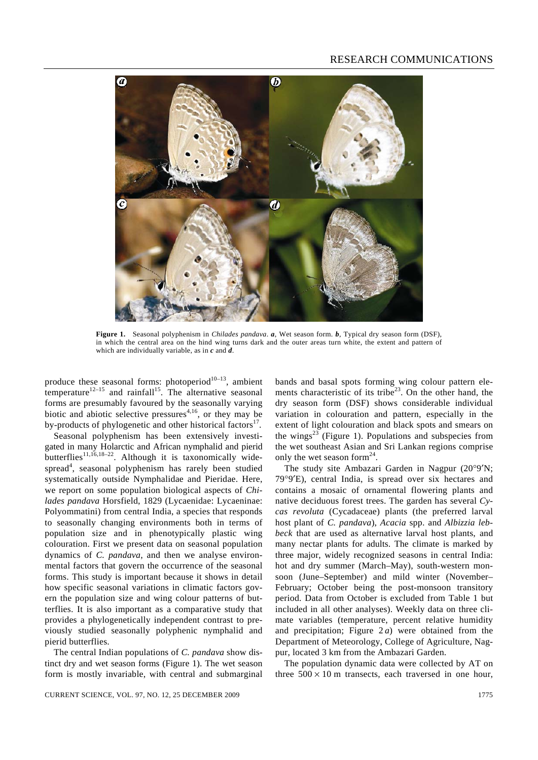**Figure 1.** Seasonal polyphenism in *Chilades pandava*. ***a***, Wet season form. ***b***, Typical dry season form (DSF), in which the central area on the hind wing turns dark and the outer areas turn white, the extent and pattern of which are individually variable, as in ***c*** and ***d***.

produce these seasonal forms: photoperiod[10–13], ambient temperature[12–15] and rainfall[15]. The alternative seasonal forms are presumably favoured by the seasonally varying biotic and abiotic selective pressures[4,16], or they may be by-products of phylogenetic and other historical factors[17].

Seasonal polyphenism has been extensively investigated in many Holarctic and African nymphalid and pierid butterflies[11,16,18–22]. Although it is taxonomically widespread[4], seasonal polyphenism has rarely been studied systematically outside Nymphalidae and Pieridae. Here, we report on some population biological aspects of *Chilades pandava* Horsfield, 1829 (Lycaenidae: Lycaeninae: Polyommatini) from central India, a species that responds to seasonally changing environments both in terms of population size and in phenotypically plastic wing colouration. First we present data on seasonal population dynamics of *C. pandava*, and then we analyse environmental factors that govern the occurrence of the seasonal forms. This study is important because it shows in detail how specific seasonal variations in climatic factors govern the population size and wing colour patterns of butterflies. It is also important as a comparative study that provides a phylogenetically independent contrast to previously studied seasonally polyphenic nymphalid and pierid butterflies.

The central Indian populations of *C. pandava* show distinct dry and wet season forms (Figure 1). The wet season form is mostly invariable, with central and submarginal bands and basal spots forming wing colour pattern elements characteristic of its tribe[23]. On the other hand, the dry season form (DSF) shows considerable individual variation in colouration and pattern, especially in the extent of light colouration and black spots and smears on the wings[23] (Figure 1). Populations and subspecies from the wet southeast Asian and Sri Lankan regions comprise only the wet season form[24].

The study site Ambazari Garden in Nagpur (20°9′N; 79°9′E), central India, is spread over six hectares and contains a mosaic of ornamental flowering plants and native deciduous forest trees. The garden has several *Cycas revoluta* (Cycadaceae) plants (the preferred larval host plant of *C. pandava*), *Acacia* spp. and *Albizzia lebbeck* that are used as alternative larval host plants, and many nectar plants for adults. The climate is marked by three major, widely recognized seasons in central India: hot and dry summer (March–May), south-western monsoon (June–September) and mild winter (November–February; October being the post-monsoon transitory period. Data from October is excluded from Table 1 but included in all other analyses). Weekly data on three climate variables (temperature, percent relative humidity and precipitation; Figure 2 *a*) were obtained from the Department of Meteorology, College of Agriculture, Nagpur, located 3 km from the Ambazari Garden.

The population dynamic data were collected by AT on three $500 \times 10$ m transects, each traversed in one hour,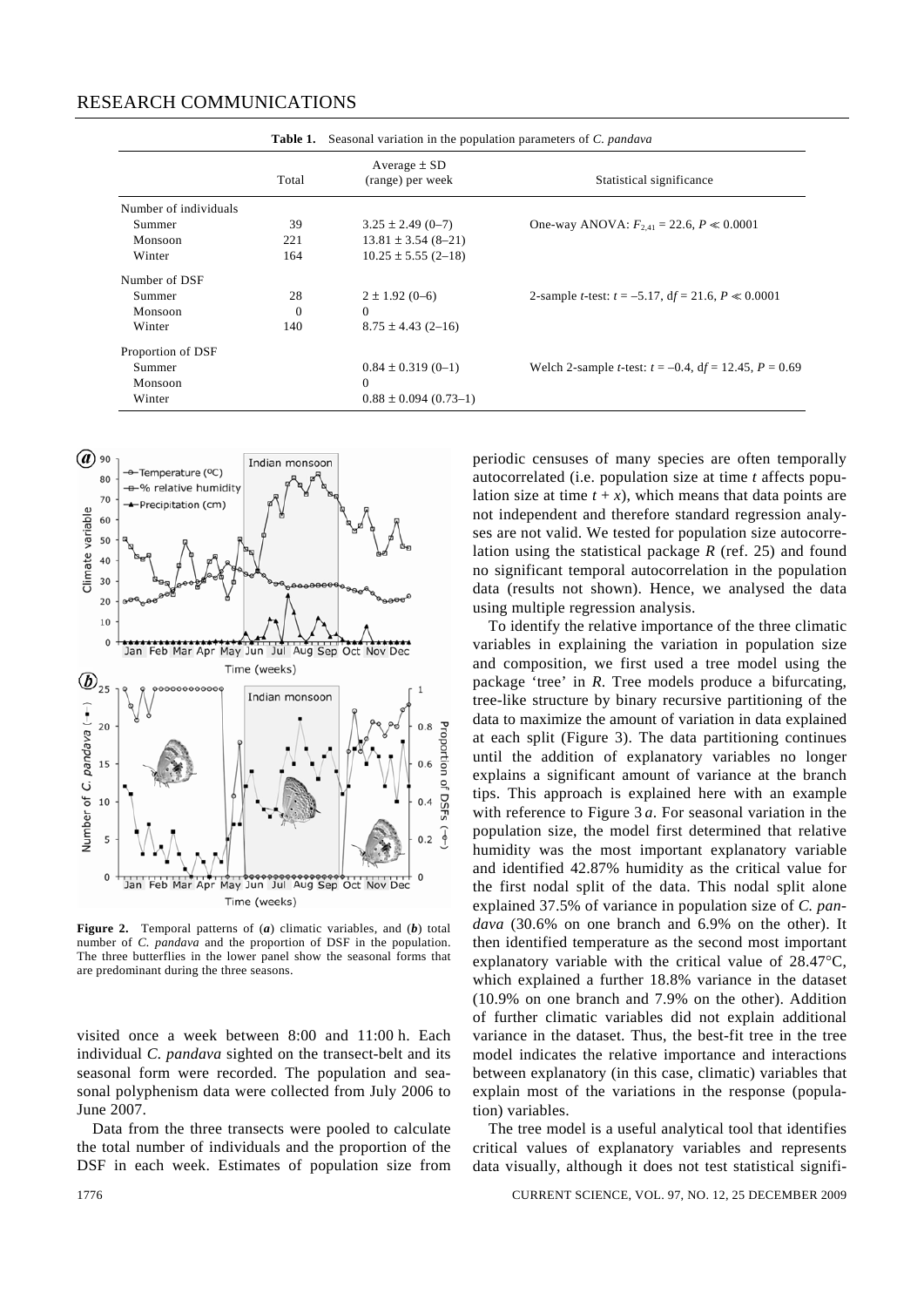**Table 1.** Seasonal variation in the population parameters of *C. pandava*

| | Total | Average ± SD (range) per week | Statistical significance |
|---|---|---|---|
| Number of individuals | | | |
| Summer | 39 | 3.25 ± 2.49 (0–7) | One-way ANOVA: $F_{2,41} = 22.6$, $P \ll 0.0001$ |
| Monsoon | 221 | 13.81 ± 3.54 (8–21) | |
| Winter | 164 | 10.25 ± 5.55 (2–18) | |
| Number of DSF | | | |
| Summer | 28 | 2 ± 1.92 (0–6) | 2-sample *t*-test: $t = -5.17$, $df = 21.6$, $P \ll 0.0001$ |
| Monsoon | 0 | 0 | |
| Winter | 140 | 8.75 ± 4.43 (2–16) | |
| Proportion of DSF | | | |
| Summer | | 0.84 ± 0.319 (0–1) | Welch 2-sample *t*-test: $t = -0.4$, $df = 12.45$, $P = 0.69$ |
| Monsoon | | 0 | |
| Winter | | 0.88 ± 0.094 (0.73–1) | |

**Figure 2.** Temporal patterns of (***a***) climatic variables, and (***b***) total number of *C. pandava* and the proportion of DSF in the population. The three butterflies in the lower panel show the seasonal forms that are predominant during the three seasons.

visited once a week between 8:00 and 11:00 h. Each individual *C. pandava* sighted on the transect-belt and its seasonal form were recorded. The population and seasonal polyphenism data were collected from July 2006 to June 2007.

Data from the three transects were pooled to calculate the total number of individuals and the proportion of the DSF in each week. Estimates of population size from periodic censuses of many species are often temporally autocorrelated (i.e. population size at time $t$ affects population size at time $t + x$), which means that data points are not independent and therefore standard regression analyses are not valid. We tested for population size autocorrelation using the statistical package *R* (ref. 25) and found no significant temporal autocorrelation in the population data (results not shown). Hence, we analysed the data using multiple regression analysis.

To identify the relative importance of the three climatic variables in explaining the variation in population size and composition, we first used a tree model using the package 'tree' in *R*. Tree models produce a bifurcating, tree-like structure by binary recursive partitioning of the data to maximize the amount of variation in data explained at each split (Figure 3). The data partitioning continues until the addition of explanatory variables no longer explains a significant amount of variance at the branch tips. This approach is explained here with an example with reference to Figure 3 *a*. For seasonal variation in the population size, the model first determined that relative humidity was the most important explanatory variable and identified 42.87% humidity as the critical value for the first nodal split of the data. This nodal split alone explained 37.5% of variance in population size of *C. pandava* (30.6% on one branch and 6.9% on the other). It then identified temperature as the second most important explanatory variable with the critical value of 28.47°C, which explained a further 18.8% variance in the dataset (10.9% on one branch and 7.9% on the other). Addition of further climatic variables did not explain additional variance in the dataset. Thus, the best-fit tree in the tree model indicates the relative importance and interactions between explanatory (in this case, climatic) variables that explain most of the variations in the response (population) variables.

The tree model is a useful analytical tool that identifies critical values of explanatory variables and represents data visually, although it does not test statistical signifi-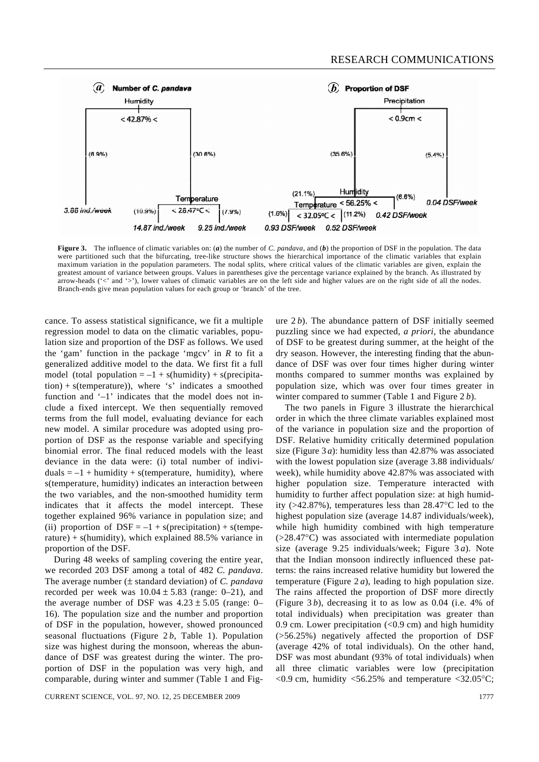**Figure 3.** The influence of climatic variables on: (***a***) the number of *C. pandava*, and (***b***) the proportion of DSF in the population. The data were partitioned such that the bifurcating, tree-like structure shows the hierarchical importance of the climatic variables that explain maximum variation in the population parameters. The nodal splits, where critical values of the climatic variables are given, explain the greatest amount of variance between groups. Values in parentheses give the percentage variance explained by the branch. As illustrated by arrow-heads ('<' and '>'), lower values of climatic variables are on the left side and higher values are on the right side of all the nodes. Branch-ends give mean population values for each group or 'branch' of the tree.

cance. To assess statistical significance, we fit a multiple regression model to data on the climatic variables, population size and proportion of the DSF as follows. We used the 'gam' function in the package 'mgcv' in *R* to fit a generalized additive model to the data. We first fit a full model (total population = –1 + s(humidity) + s(precipitation) + s(temperature)), where 's' indicates a smoothed function and '–1' indicates that the model does not include a fixed intercept. We then sequentially removed terms from the full model, evaluating deviance for each new model. A similar procedure was adopted using proportion of DSF as the response variable and specifying binomial error. The final reduced models with the least deviance in the data were: (i) total number of individuals = –1 + humidity + s(temperature, humidity), where s(temperature, humidity) indicates an interaction between the two variables, and the non-smoothed humidity term indicates that it affects the model intercept. These together explained 96% variance in population size; and (ii) proportion of DSF = –1 + s(precipitation) + s(temperature) + s(humidity), which explained 88.5% variance in proportion of the DSF.

During 48 weeks of sampling covering the entire year, we recorded 203 DSF among a total of 482 *C. pandava*. The average number (± standard deviation) of *C. pandava* recorded per week was $10.04 \pm 5.83$ (range: 0–21), and the average number of DSF was $4.23 \pm 5.05$ (range: 0–16). The population size and the number and proportion of DSF in the population, however, showed pronounced seasonal fluctuations (Figure 2 *b*, Table 1). Population size was highest during the monsoon, whereas the abundance of DSF was greatest during the winter. The proportion of DSF in the population was very high, and comparable, during winter and summer (Table 1 and Figure 2 *b*). The abundance pattern of DSF initially seemed puzzling since we had expected, *a priori*, the abundance of DSF to be greatest during summer, at the height of the dry season. However, the interesting finding that the abundance of DSF was over four times higher during winter months compared to summer months was explained by population size, which was over four times greater in winter compared to summer (Table 1 and Figure 2 *b*).

The two panels in Figure 3 illustrate the hierarchical order in which the three climate variables explained most of the variance in population size and the proportion of DSF. Relative humidity critically determined population size (Figure 3 *a*): humidity less than 42.87% was associated with the lowest population size (average 3.88 individuals/week), while humidity above 42.87% was associated with higher population size. Temperature interacted with humidity to further affect population size: at high humidity (>42.87%), temperatures less than 28.47°C led to the highest population size (average 14.87 individuals/week), while high humidity combined with high temperature (>28.47°C) was associated with intermediate population size (average 9.25 individuals/week; Figure 3 *a*). Note that the Indian monsoon indirectly influenced these patterns: the rains increased relative humidity but lowered the temperature (Figure 2 *a*), leading to high population size. The rains affected the proportion of DSF more directly (Figure 3 *b*), decreasing it to as low as 0.04 (i.e. 4% of total individuals) when precipitation was greater than 0.9 cm. Lower precipitation (<0.9 cm) and high humidity (>56.25%) negatively affected the proportion of DSF (average 42% of total individuals). On the other hand, DSF was most abundant (93% of total individuals) when all three climatic variables were low (precipitation <0.9 cm, humidity <56.25% and temperature <32.05°C;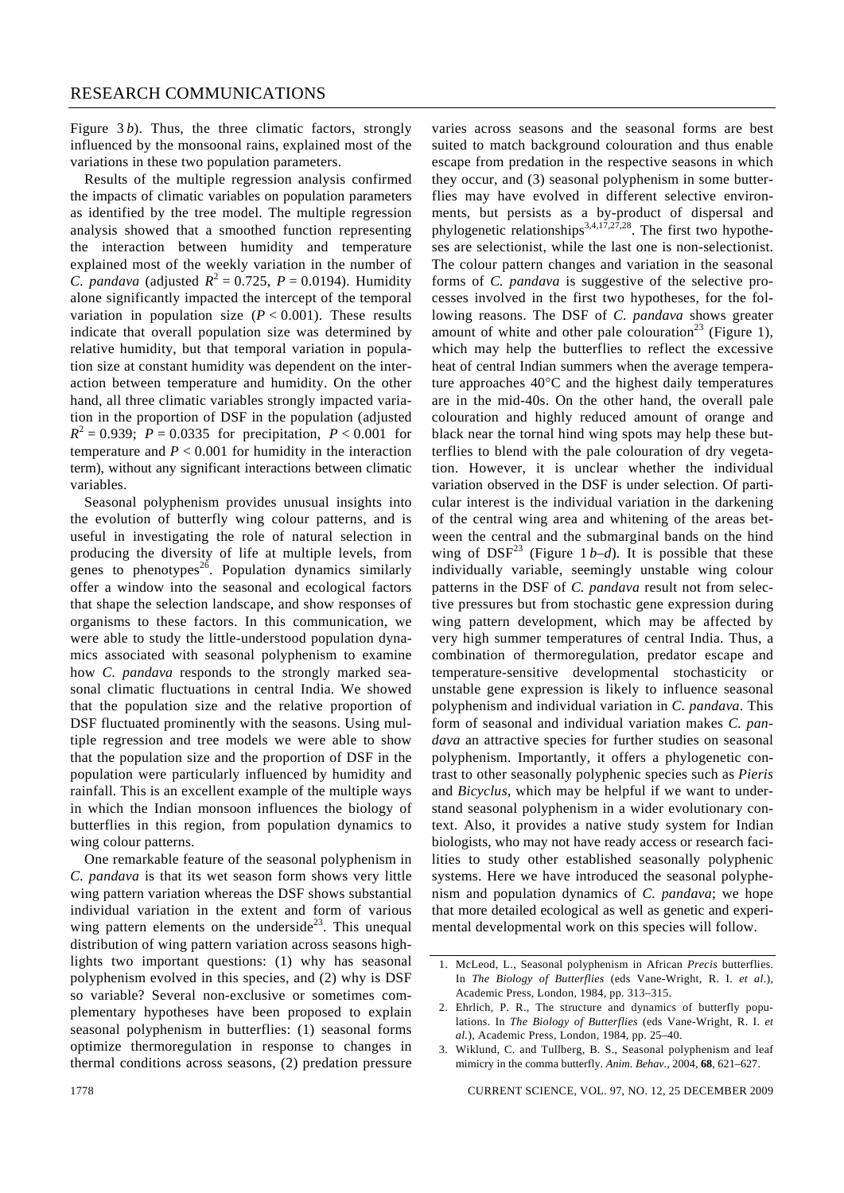Figure 3 *b*). Thus, the three climatic factors, strongly influenced by the monsoonal rains, explained most of the variations in these two population parameters.

Results of the multiple regression analysis confirmed the impacts of climatic variables on population parameters as identified by the tree model. The multiple regression analysis showed that a smoothed function representing the interaction between humidity and temperature explained most of the weekly variation in the number of *C. pandava* (adjusted $R^2 = 0.725$, $P = 0.0194$). Humidity alone significantly impacted the intercept of the temporal variation in population size ($P < 0.001$). These results indicate that overall population size was determined by relative humidity, but that temporal variation in population size at constant humidity was dependent on the interaction between temperature and humidity. On the other hand, all three climatic variables strongly impacted variation in the proportion of DSF in the population (adjusted $R^2 = 0.939$; $P = 0.0335$ for precipitation, $P < 0.001$ for temperature and $P < 0.001$ for humidity in the interaction term), without any significant interactions between climatic variables.

Seasonal polyphenism provides unusual insights into the evolution of butterfly wing colour patterns, and is useful in investigating the role of natural selection in producing the diversity of life at multiple levels, from genes to phenotypes[26]. Population dynamics similarly offer a window into the seasonal and ecological factors that shape the selection landscape, and show responses of organisms to these factors. In this communication, we were able to study the little-understood population dynamics associated with seasonal polyphenism to examine how *C. pandava* responds to the strongly marked seasonal climatic fluctuations in central India. We showed that the population size and the relative proportion of DSF fluctuated prominently with the seasons. Using multiple regression and tree models we were able to show that the population size and the proportion of DSF in the population were particularly influenced by humidity and rainfall. This is an excellent example of the multiple ways in which the Indian monsoon influences the biology of butterflies in this region, from population dynamics to wing colour patterns.

One remarkable feature of the seasonal polyphenism in *C. pandava* is that its wet season form shows very little wing pattern variation whereas the DSF shows substantial individual variation in the extent and form of various wing pattern elements on the underside[23]. This unequal distribution of wing pattern variation across seasons highlights two important questions: (1) why has seasonal polyphenism evolved in this species, and (2) why is DSF so variable? Several non-exclusive or sometimes complementary hypotheses have been proposed to explain seasonal polyphenism in butterflies: (1) seasonal forms optimize thermoregulation in response to changes in thermal conditions across seasons, (2) predation pressure varies across seasons and the seasonal forms are best suited to match background colouration and thus enable escape from predation in the respective seasons in which they occur, and (3) seasonal polyphenism in some butterflies may have evolved in different selective environments, but persists as a by-product of dispersal and phylogenetic relationships[3,4,17,27,28]. The first two hypotheses are selectionist, while the last one is non-selectionist. The colour pattern changes and variation in the seasonal forms of *C. pandava* is suggestive of the selective processes involved in the first two hypotheses, for the following reasons. The DSF of *C. pandava* shows greater amount of white and other pale colouration[23] (Figure 1), which may help the butterflies to reflect the excessive heat of central Indian summers when the average temperature approaches 40°C and the highest daily temperatures are in the mid-40s. On the other hand, the overall pale colouration and highly reduced amount of orange and black near the tornal hind wing spots may help these butterflies to blend with the pale colouration of dry vegetation. However, it is unclear whether the individual variation observed in the DSF is under selection. Of particular interest is the individual variation in the darkening of the central wing area and whitening of the areas between the central and the submarginal bands on the hind wing of DSF[23] (Figure 1 *b*–*d*). It is possible that these individually variable, seemingly unstable wing colour patterns in the DSF of *C. pandava* result not from selective pressures but from stochastic gene expression during wing pattern development, which may be affected by very high summer temperatures of central India. Thus, a combination of thermoregulation, predator escape and temperature-sensitive developmental stochasticity or unstable gene expression is likely to influence seasonal polyphenism and individual variation in *C. pandava*. This form of seasonal and individual variation makes *C. pandava* an attractive species for further studies on seasonal polyphenism. Importantly, it offers a phylogenetic contrast to other seasonally polyphenic species such as *Pieris* and *Bicyclus*, which may be helpful if we want to understand seasonal polyphenism in a wider evolutionary context. Also, it provides a native study system for Indian biologists, who may not have ready access or research facilities to study other established seasonally polyphenic systems. Here we have introduced the seasonal polyphenism and population dynamics of *C. pandava*; we hope that more detailed ecological as well as genetic and experimental developmental work on this species will follow.

1. McLeod, L., Seasonal polyphenism in African *Precis* butterflies. In *The Biology of Butterflies* (eds Vane-Wright, R. I. *et al*.), Academic Press, London, 1984, pp. 313–315.
2. Ehrlich, P. R., The structure and dynamics of butterfly populations. In *The Biology of Butterflies* (eds Vane-Wright, R. I. *et al*.), Academic Press, London, 1984, pp. 25–40.
3. Wiklund, C. and Tullberg, B. S., Seasonal polyphenism and leaf mimicry in the comma butterfly. *Anim. Behav.*, 2004, **68**, 621–627.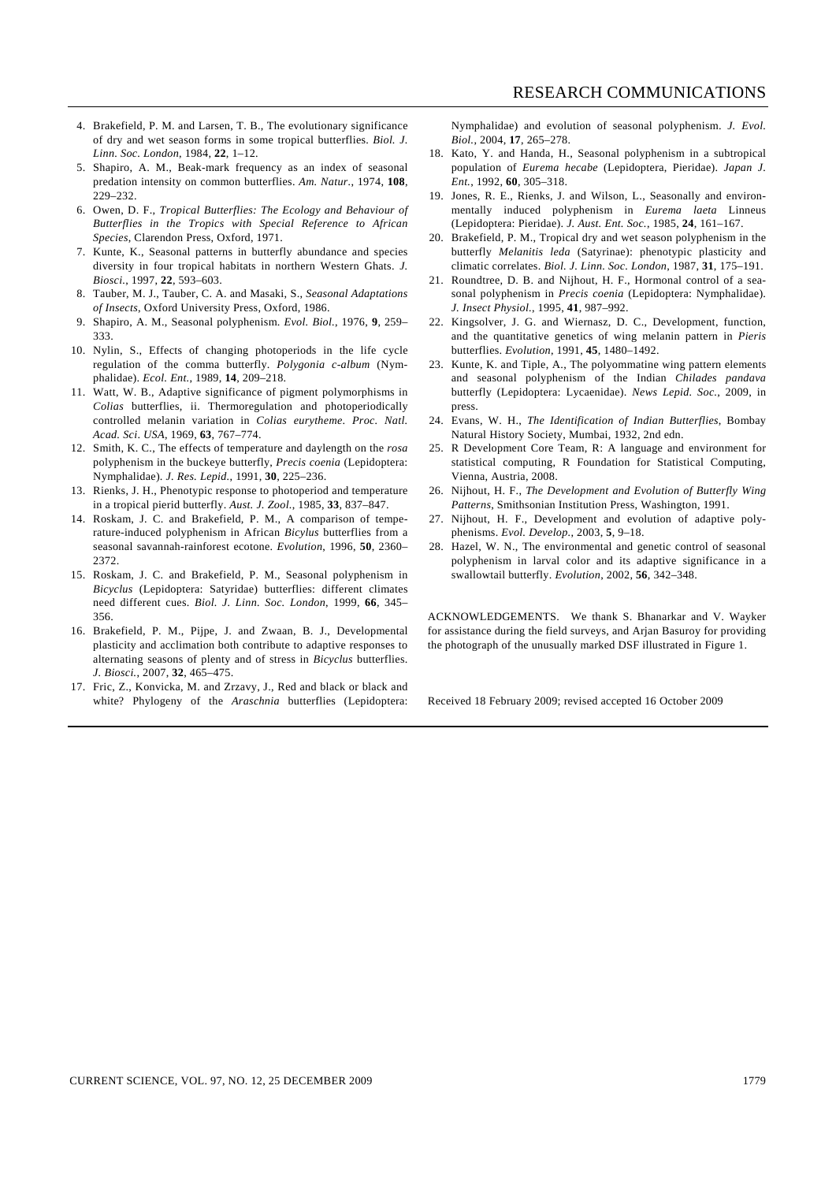4. Brakefield, P. M. and Larsen, T. B., The evolutionary significance of dry and wet season forms in some tropical butterflies. *Biol. J. Linn. Soc. London*, 1984, **22**, 1–12.
5. Shapiro, A. M., Beak-mark frequency as an index of seasonal predation intensity on common butterflies. *Am. Natur.*, 1974, **108**, 229–232.
6. Owen, D. F., *Tropical Butterflies: The Ecology and Behaviour of Butterflies in the Tropics with Special Reference to African Species*, Clarendon Press, Oxford, 1971.
7. Kunte, K., Seasonal patterns in butterfly abundance and species diversity in four tropical habitats in northern Western Ghats. *J. Biosci.*, 1997, **22**, 593–603.
8. Tauber, M. J., Tauber, C. A. and Masaki, S., *Seasonal Adaptations of Insects*, Oxford University Press, Oxford, 1986.
9. Shapiro, A. M., Seasonal polyphenism. *Evol. Biol.*, 1976, **9**, 259–333.
10. Nylin, S., Effects of changing photoperiods in the life cycle regulation of the comma butterfly. *Polygonia c-album* (Nymphalidae). *Ecol. Ent.*, 1989, **14**, 209–218.
11. Watt, W. B., Adaptive significance of pigment polymorphisms in *Colias* butterflies, ii. Thermoregulation and photoperiodically controlled melanin variation in *Colias eurytheme*. *Proc. Natl. Acad. Sci. USA*, 1969, **63**, 767–774.
12. Smith, K. C., The effects of temperature and daylength on the *rosa* polyphenism in the buckeye butterfly, *Precis coenia* (Lepidoptera: Nymphalidae). *J. Res. Lepid.*, 1991, **30**, 225–236.
13. Rienks, J. H., Phenotypic response to photoperiod and temperature in a tropical pierid butterfly. *Aust. J. Zool.*, 1985, **33**, 837–847.
14. Roskam, J. C. and Brakefield, P. M., A comparison of temperature-induced polyphenism in African *Bicylus* butterflies from a seasonal savannah-rainforest ecotone. *Evolution*, 1996, **50**, 2360–2372.
15. Roskam, J. C. and Brakefield, P. M., Seasonal polyphenism in *Bicyclus* (Lepidoptera: Satyridae) butterflies: different climates need different cues. *Biol. J. Linn. Soc. London*, 1999, **66**, 345–356.
16. Brakefield, P. M., Pijpe, J. and Zwaan, B. J., Developmental plasticity and acclimation both contribute to adaptive responses to alternating seasons of plenty and of stress in *Bicyclus* butterflies. *J. Biosci.*, 2007, **32**, 465–475.
17. Fric, Z., Konvicka, M. and Zrzavy, J., Red and black or black and white? Phylogeny of the *Araschnia* butterflies (Lepidoptera: Nymphalidae) and evolution of seasonal polyphenism. *J. Evol. Biol.*, 2004, **17**, 265–278.
18. Kato, Y. and Handa, H., Seasonal polyphenism in a subtropical population of *Eurema hecabe* (Lepidoptera, Pieridae). *Japan J. Ent.*, 1992, **60**, 305–318.
19. Jones, R. E., Rienks, J. and Wilson, L., Seasonally and environmentally induced polyphenism in *Eurema laeta* Linneus (Lepidoptera: Pieridae). *J. Aust. Ent. Soc.*, 1985, **24**, 161–167.
20. Brakefield, P. M., Tropical dry and wet season polyphenism in the butterfly *Melanitis leda* (Satyrinae): phenotypic plasticity and climatic correlates. *Biol. J. Linn. Soc. London*, 1987, **31**, 175–191.
21. Roundtree, D. B. and Nijhout, H. F., Hormonal control of a seasonal polyphenism in *Precis coenia* (Lepidoptera: Nymphalidae). *J. Insect Physiol.*, 1995, **41**, 987–992.
22. Kingsolver, J. G. and Wiernasz, D. C., Development, function, and the quantitative genetics of wing melanin pattern in *Pieris* butterflies. *Evolution*, 1991, **45**, 1480–1492.
23. Kunte, K. and Tiple, A., The polyommatine wing pattern elements and seasonal polyphenism of the Indian *Chilades pandava* butterfly (Lepidoptera: Lycaenidae). *News Lepid. Soc.*, 2009, in press.
24. Evans, W. H., *The Identification of Indian Butterflies*, Bombay Natural History Society, Mumbai, 1932, 2nd edn.
25. R Development Core Team, R: A language and environment for statistical computing, R Foundation for Statistical Computing, Vienna, Austria, 2008.
26. Nijhout, H. F., *The Development and Evolution of Butterfly Wing Patterns*, Smithsonian Institution Press, Washington, 1991.
27. Nijhout, H. F., Development and evolution of adaptive polyphenisms. *Evol. Develop.*, 2003, **5**, 9–18.
28. Hazel, W. N., The environmental and genetic control of seasonal polyphenism in larval color and its adaptive significance in a swallowtail butterfly. *Evolution*, 2002, **56**, 342–348.

ACKNOWLEDGEMENTS. We thank S. Bhanarkar and V. Wayker for assistance during the field surveys, and Arjan Basuroy for providing the photograph of the unusually marked DSF illustrated in Figure 1.

Received 18 February 2009; revised accepted 16 October 2009